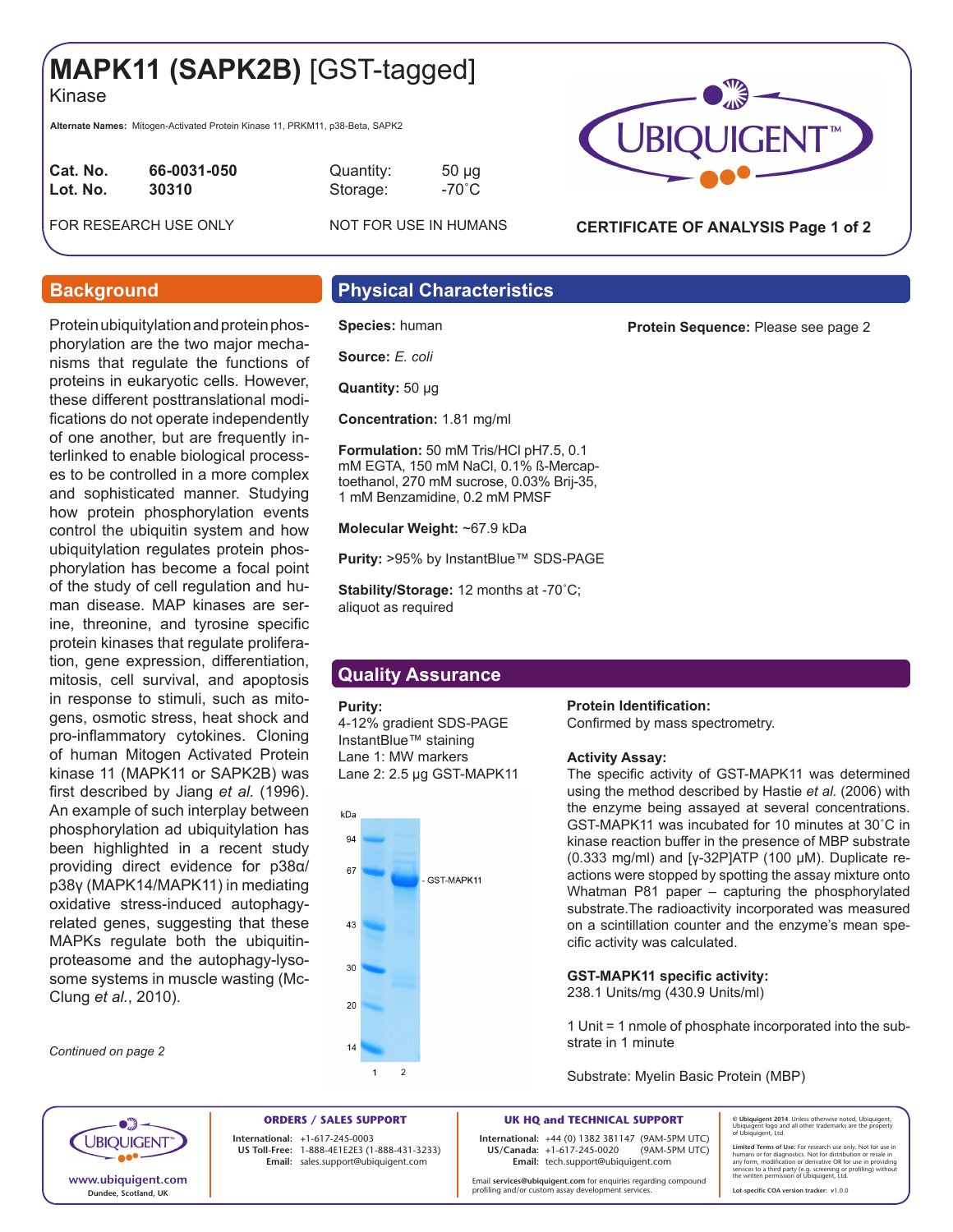# MAPK11 (SAPK2B) [GST-tagged]

Kinase

**Alternate Names:** Mitogen-Activated Protein Kinase 11, PRKM11, p38-Beta, SAPK2

| | | | |
|---|---|---|---|
| **Cat. No.** | **66-0031-050** | Quantity: | 50 µg |
| **Lot. No.** | **30310** | Storage: | -70˚C |

FOR RESEARCH USE ONLY    NOT FOR USE IN HUMANS

**CERTIFICATE OF ANALYSIS Page 1 of 2**

## Background

Protein ubiquitylation and protein phosphorylation are the two major mechanisms that regulate the functions of proteins in eukaryotic cells. However, these different posttranslational modifications do not operate independently of one another, but are frequently interlinked to enable biological processes to be controlled in a more complex and sophisticated manner. Studying how protein phosphorylation events control the ubiquitin system and how ubiquitylation regulates protein phosphorylation has become a focal point of the study of cell regulation and human disease. MAP kinases are serine, threonine, and tyrosine specific protein kinases that regulate proliferation, gene expression, differentiation, mitosis, cell survival, and apoptosis in response to stimuli, such as mitogens, osmotic stress, heat shock and pro-inflammatory cytokines. Cloning of human Mitogen Activated Protein kinase 11 (MAPK11 or SAPK2B) was first described by Jiang *et al.* (1996). An example of such interplay between phosphorylation ad ubiquitylation has been highlighted in a recent study providing direct evidence for p38α/p38γ (MAPK14/MAPK11) in mediating oxidative stress-induced autophagy-related genes, suggesting that these MAPKs regulate both the ubiquitin-proteasome and the autophagy-lysosome systems in muscle wasting (McClung *et al.*, 2010).

*Continued on page 2*

## Physical Characteristics

**Species:** human

**Protein Sequence:** Please see page 2

**Source:** *E. coli*

**Quantity:** 50 µg

**Concentration:** 1.81 mg/ml

**Formulation:** 50 mM Tris/HCl pH7.5, 0.1 mM EGTA, 150 mM NaCl, 0.1% ß-Mercaptoethanol, 270 mM sucrose, 0.03% Brij-35, 1 mM Benzamidine, 0.2 mM PMSF

**Molecular Weight:** ~67.9 kDa

**Purity:** >95% by InstantBlue™ SDS-PAGE

**Stability/Storage:** 12 months at -70˚C; aliquot as required

## Quality Assurance

**Purity:**
4-12% gradient SDS-PAGE
InstantBlue™ staining
Lane 1: MW markers
Lane 2: 2.5 µg GST-MAPK11

kDa: 94, 67, 43, 30, 20, 14 — GST-MAPK11 — Lanes 1, 2

**Protein Identification:**
Confirmed by mass spectrometry.

**Activity Assay:**
The specific activity of GST-MAPK11 was determined using the method described by Hastie *et al.* (2006) with the enzyme being assayed at several concentrations. GST-MAPK11 was incubated for 10 minutes at 30˚C in kinase reaction buffer in the presence of MBP substrate (0.333 mg/ml) and [γ-32P]ATP (100 µM). Duplicate reactions were stopped by spotting the assay mixture onto Whatman P81 paper – capturing the phosphorylated substrate. The radioactivity incorporated was measured on a scintillation counter and the enzyme's mean specific activity was calculated.

**GST-MAPK11 specific activity:**
238.1 Units/mg (430.9 Units/ml)

1 Unit = 1 nmole of phosphate incorporated into the substrate in 1 minute

Substrate: Myelin Basic Protein (MBP)

www.ubiquigent.com
Dundee, Scotland, UK

**ORDERS / SALES SUPPORT**
International: +1-617-245-0003
US Toll-Free: 1-888-4E1E2E3 (1-888-431-3233)
Email: sales.support@ubiquigent.com

**UK HQ and TECHNICAL SUPPORT**
International: +44 (0) 1382 381147 (9AM-5PM UTC)
US/Canada: +1-617-245-0020 (9AM-5PM UTC)
Email: tech.support@ubiquigent.com

Email **services@ubiquigent.com** for enquiries regarding compound profiling and/or custom assay development services.

© **Ubiquigent 2014**. Unless otherwise noted, Ubiquigent, Ubiquigent logo and all other trademarks are the property of Ubiquigent, Ltd.

**Limited Terms of Use:** For research use only. Not for use in humans or for diagnostics. Not for distribution or resale in any form, modification or derivative OR for use in providing services to a third party (e.g. screening or profiling) without the written permission of Ubiquigent, Ltd.

**Lot-specific COA version tracker:** v1.0.0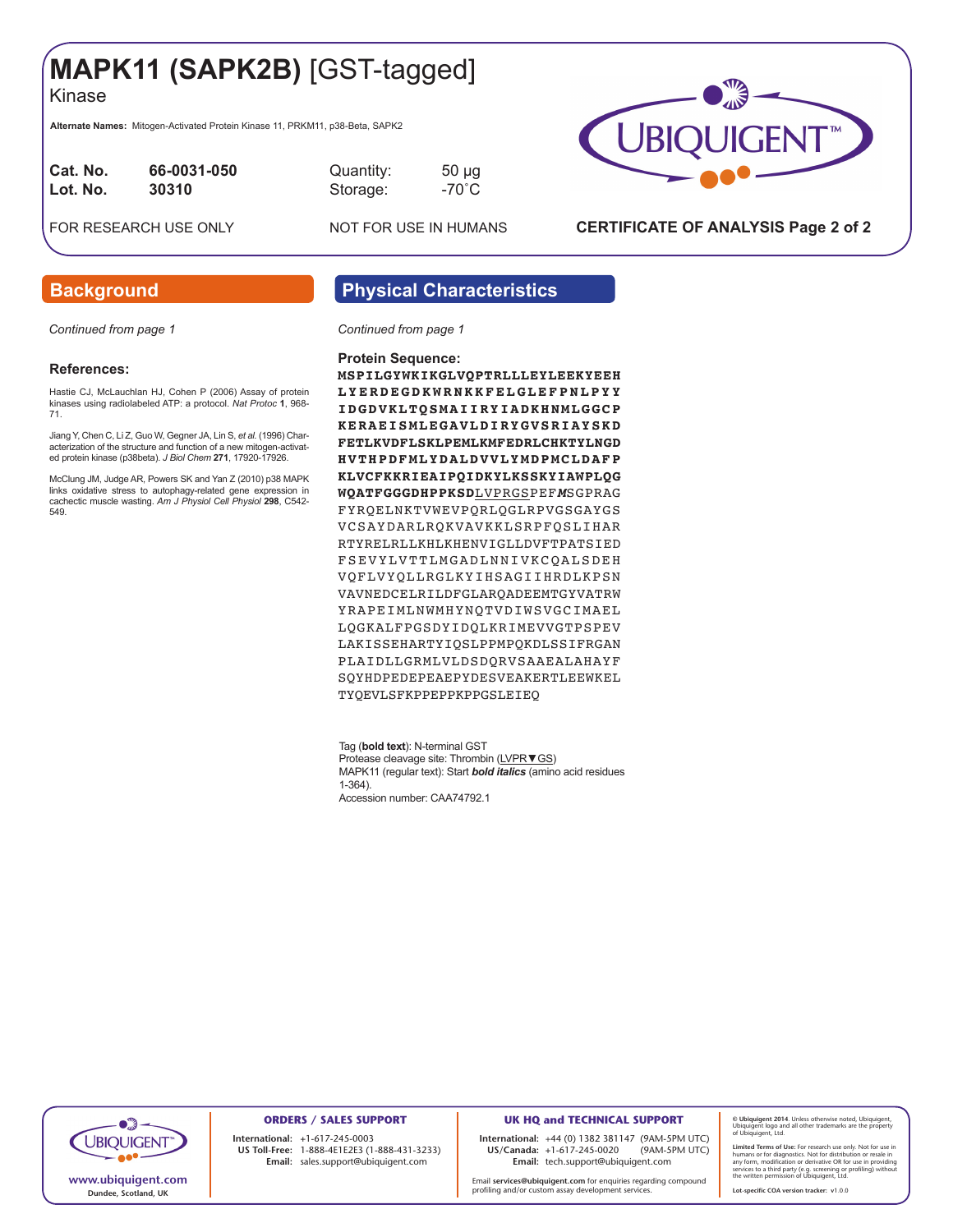# MAPK11 (SAPK2B) [GST-tagged]

Kinase

**Alternate Names:** Mitogen-Activated Protein Kinase 11, PRKM11, p38-Beta, SAPK2

| | | | |
|---|---|---|---|
| **Cat. No.** | **66-0031-050** | Quantity: | 50 µg |
| **Lot. No.** | **30310** | Storage: | -70˚C |

FOR RESEARCH USE ONLY

NOT FOR USE IN HUMANS

**CERTIFICATE OF ANALYSIS Page 2 of 2**

## Background

*Continued from page 1*

### References:

Hastie CJ, McLauchlan HJ, Cohen P (2006) Assay of protein kinases using radiolabeled ATP: a protocol. *Nat Protoc* **1**, 968-71.

Jiang Y, Chen C, Li Z, Guo W, Gegner JA, Lin S, *et al.* (1996) Characterization of the structure and function of a new mitogen-activated protein kinase (p38beta). *J Biol Chem* **271**, 17920-17926.

McClung JM, Judge AR, Powers SK and Yan Z (2010) p38 MAPK links oxidative stress to autophagy-related gene expression in cachectic muscle wasting. *Am J Physiol Cell Physiol* **298**, C542-549.

## Physical Characteristics

*Continued from page 1*

### Protein Sequence:

**MSPILGYWKIKGLVQPTRLLLEYLEEKYEEH**
**LYERDEGDKWRNKKFELGLEFPNLPYY**
**IDGDVKLTQSMAIIRYIADKHNMLGGCP**
**KERAEISMLEGAVLDIRYGVSRIAYSKD**
**FETLKVDFLSKLPEMLKMFEDRLCHKTYLNGD**
**HVTHPDFMLYDALDVVLYMDPMCLDAFP**
**KLVCFKKRIEAIPQIDKYLKSSKYIAWPLQG**
**WQATFGGGDHPPKSD**<u>LVPRGS</u>PEF***M***SGPRAG
FYRQELNKTVWEVPQRLQGLRPVGSGAYGS
VCSAYDARLRQKVAVKKLSRPFQSLIHAR
RTYRELRLLKHLKHENVIGLLDVFTPATSIED
FSEVYLVTTLMGADLNNIVKCQALSDEH
VQFLVYQLLRGLKYIHSAGIIHRDLKPSN
VAVNEDCELRILDFGLARQADEEMTGYVATRW
YRAPEIMLNWMHYNQTVDIWSVGCIMAEL
LQGKALFPGSDYIDQLKRIMEVVGTPSPEV
LAKISSEHARTYIQSLPPMPQKDLSSIFRGAN
PLAIDLLGRMLVLDSDQRVSAAEALAHAYF
SQYHDPEDEPEAEPYDESVEAKERTLEEWKEL
TYQEVLSFKPPEPPKPPGSLEIEQ

Tag (**bold text**): N-terminal GST
Protease cleavage site: Thrombin (<u>LVPR▼GS</u>)
MAPK11 (regular text): Start ***bold italics*** (amino acid residues 1-364).
Accession number: CAA74792.1

---

www.ubiquigent.com
Dundee, Scotland, UK

**ORDERS / SALES SUPPORT**
International: +1-617-245-0003
US Toll-Free: 1-888-4E1E2E3 (1-888-431-3233)
Email: sales.support@ubiquigent.com

**UK HQ and TECHNICAL SUPPORT**
International: +44 (0) 1382 381147 (9AM-5PM UTC)
US/Canada: +1-617-245-0020 (9AM-5PM UTC)
Email: tech.support@ubiquigent.com

Email **services@ubiquigent.com** for enquiries regarding compound profiling and/or custom assay development services.

**© Ubiquigent 2014**. Unless otherwise noted, Ubiquigent, Ubiquigent logo and all other trademarks are the property of Ubiquigent, Ltd.

**Limited Terms of Use:** For research use only. Not for use in humans or for diagnostics. Not for distribution or resale in any form, modification or derivative OR for use in providing services to a third party (e.g. screening or profiling) without the written permission of Ubiquigent, Ltd.

**Lot-specific COA version tracker:** v1.0.0